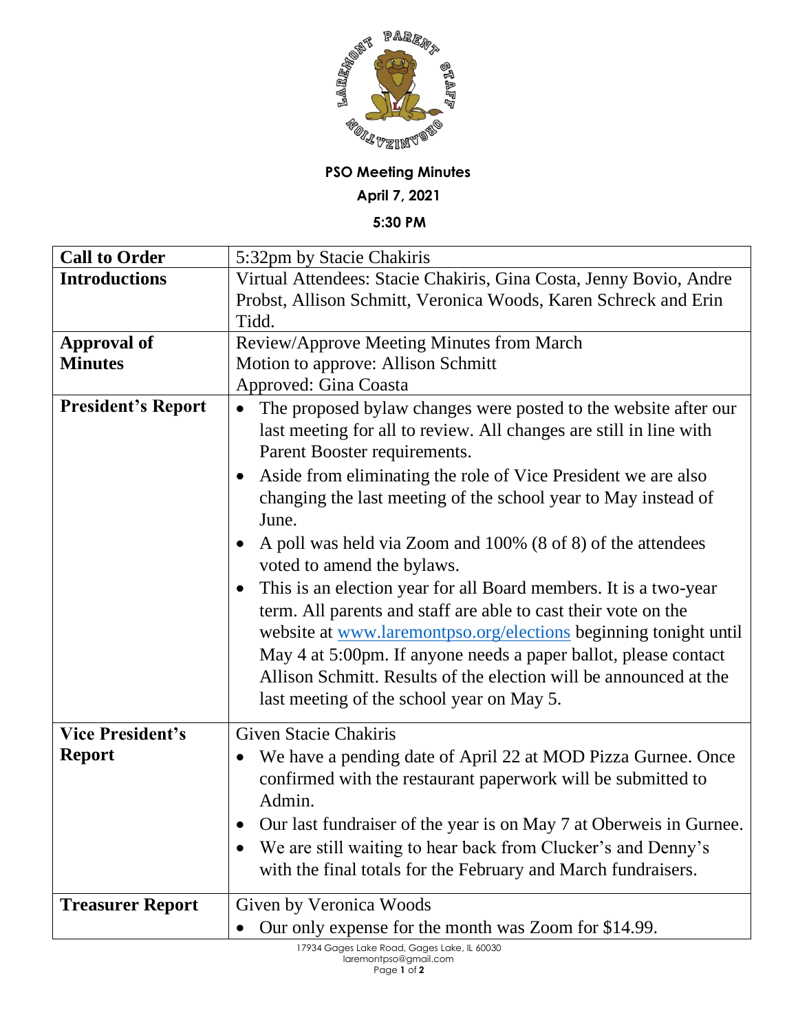**PSO Meeting Minutes**

**April 7, 2021**

**5:30 PM**

| **Call to Order** | 5:32pm by Stacie Chakiris |
|---|---|
| **Introductions** | Virtual Attendees: Stacie Chakiris, Gina Costa, Jenny Bovio, Andre Probst, Allison Schmitt, Veronica Woods, Karen Schreck and Erin Tidd. |
| **Approval of Minutes** | Review/Approve Meeting Minutes from March<br>Motion to approve: Allison Schmitt<br>Approved: Gina Coasta |
| **President's Report** | • The proposed bylaw changes were posted to the website after our last meeting for all to review. All changes are still in line with Parent Booster requirements.<br>• Aside from eliminating the role of Vice President we are also changing the last meeting of the school year to May instead of June.<br>• A poll was held via Zoom and 100% (8 of 8) of the attendees voted to amend the bylaws.<br>• This is an election year for all Board members. It is a two-year term. All parents and staff are able to cast their vote on the website at www.laremontpso.org/elections beginning tonight until May 4 at 5:00pm. If anyone needs a paper ballot, please contact Allison Schmitt. Results of the election will be announced at the last meeting of the school year on May 5. |
| **Vice President's Report** | Given Stacie Chakiris<br>• We have a pending date of April 22 at MOD Pizza Gurnee. Once confirmed with the restaurant paperwork will be submitted to Admin.<br>• Our last fundraiser of the year is on May 7 at Oberweis in Gurnee.<br>• We are still waiting to hear back from Clucker's and Denny's with the final totals for the February and March fundraisers. |
| **Treasurer Report** | Given by Veronica Woods<br>• Our only expense for the month was Zoom for $14.99. |

17934 Gages Lake Road, Gages Lake, IL 60030
laremontpso@gmail.com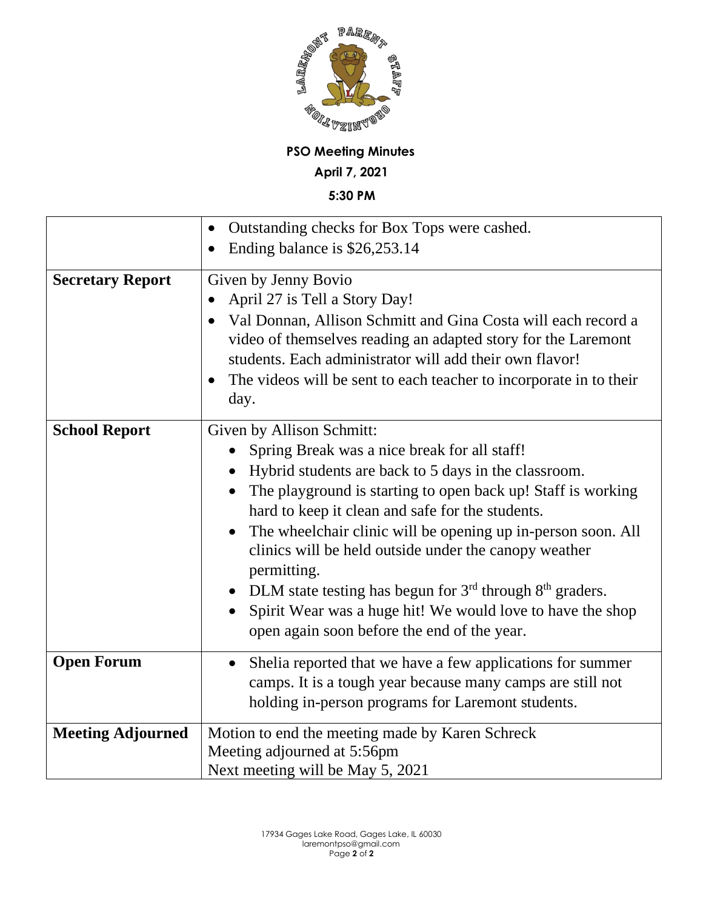**PSO Meeting Minutes**

**April 7, 2021**

**5:30 PM**

| | |
|---|---|
| | • Outstanding checks for Box Tops were cashed.<br>• Ending balance is $26,253.14 |
| **Secretary Report** | Given by Jenny Bovio<br>• April 27 is Tell a Story Day!<br>• Val Donnan, Allison Schmitt and Gina Costa will each record a video of themselves reading an adapted story for the Laremont students. Each administrator will add their own flavor!<br>• The videos will be sent to each teacher to incorporate in to their day. |
| **School Report** | Given by Allison Schmitt:<br>• Spring Break was a nice break for all staff!<br>• Hybrid students are back to 5 days in the classroom.<br>• The playground is starting to open back up! Staff is working hard to keep it clean and safe for the students.<br>• The wheelchair clinic will be opening up in-person soon. All clinics will be held outside under the canopy weather permitting.<br>• DLM state testing has begun for 3rd through 8th graders.<br>• Spirit Wear was a huge hit! We would love to have the shop open again soon before the end of the year. |
| **Open Forum** | • Shelia reported that we have a few applications for summer camps. It is a tough year because many camps are still not holding in-person programs for Laremont students. |
| **Meeting Adjourned** | Motion to end the meeting made by Karen Schreck<br>Meeting adjourned at 5:56pm<br>Next meeting will be May 5, 2021 |

17934 Gages Lake Road, Gages Lake, IL 60030
laremontpso@gmail.com